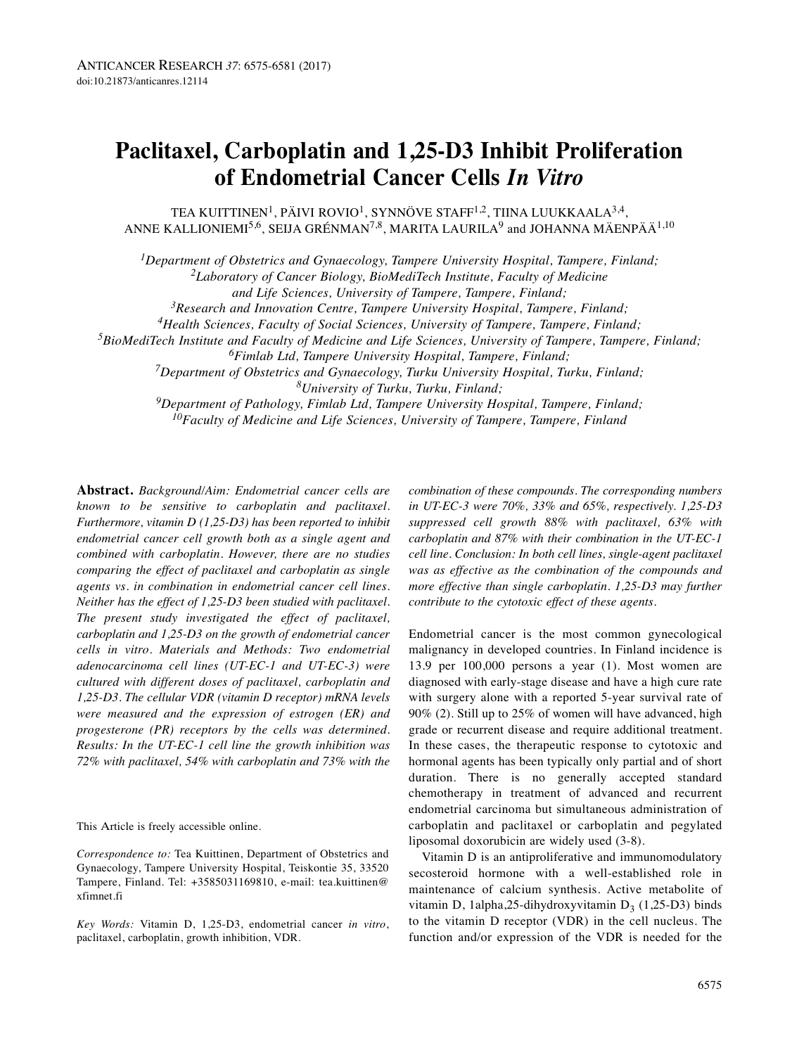# Paclitaxel, Carboplatin and 1,25-D3 Inhibit Proliferation of Endometrial Cancer Cells *In Vitro*

TEA KUITTINEN[1], PÄIVI ROVIO[1], SYNNÖVE STAFF[1,2], TIINA LUUKKAALA[3,4], ANNE KALLIONIEMI[5,6], SEIJA GRÉNMAN[7,8], MARITA LAURILA[9] and JOHANNA MÄENPÄÄ[1,10]

[1]*Department of Obstetrics and Gynaecology, Tampere University Hospital, Tampere, Finland;*
[2]*Laboratory of Cancer Biology, BioMediTech Institute, Faculty of Medicine and Life Sciences, University of Tampere, Tampere, Finland;*
[3]*Research and Innovation Centre, Tampere University Hospital, Tampere, Finland;*
[4]*Health Sciences, Faculty of Social Sciences, University of Tampere, Tampere, Finland;*
[5]*BioMediTech Institute and Faculty of Medicine and Life Sciences, University of Tampere, Tampere, Finland;*
[6]*Fimlab Ltd, Tampere University Hospital, Tampere, Finland;*
[7]*Department of Obstetrics and Gynaecology, Turku University Hospital, Turku, Finland;*
[8]*University of Turku, Turku, Finland;*
[9]*Department of Pathology, Fimlab Ltd, Tampere University Hospital, Tampere, Finland;*
[10]*Faculty of Medicine and Life Sciences, University of Tampere, Tampere, Finland*

**Abstract.** *Background/Aim: Endometrial cancer cells are known to be sensitive to carboplatin and paclitaxel. Furthermore, vitamin D (1,25-D3) has been reported to inhibit endometrial cancer cell growth both as a single agent and combined with carboplatin. However, there are no studies comparing the effect of paclitaxel and carboplatin as single agents vs. in combination in endometrial cancer cell lines. Neither has the effect of 1,25-D3 been studied with paclitaxel. The present study investigated the effect of paclitaxel, carboplatin and 1,25-D3 on the growth of endometrial cancer cells in vitro. Materials and Methods: Two endometrial adenocarcinoma cell lines (UT-EC-1 and UT-EC-3) were cultured with different doses of paclitaxel, carboplatin and 1,25-D3. The cellular VDR (vitamin D receptor) mRNA levels were measured and the expression of estrogen (ER) and progesterone (PR) receptors by the cells was determined. Results: In the UT-EC-1 cell line the growth inhibition was 72% with paclitaxel, 54% with carboplatin and 73% with the combination of these compounds. The corresponding numbers in UT-EC-3 were 70%, 33% and 65%, respectively. 1,25-D3 suppressed cell growth 88% with paclitaxel, 63% with carboplatin and 87% with their combination in the UT-EC-1 cell line. Conclusion: In both cell lines, single-agent paclitaxel was as effective as the combination of the compounds and more effective than single carboplatin. 1,25-D3 may further contribute to the cytotoxic effect of these agents.*

This Article is freely accessible online.

*Correspondence to:* Tea Kuittinen, Department of Obstetrics and Gynaecology, Tampere University Hospital, Teiskontie 35, 33520 Tampere, Finland. Tel: +3585031169810, e-mail: tea.kuittinen@xfimnet.fi

*Key Words:* Vitamin D, 1,25-D3, endometrial cancer *in vitro*, paclitaxel, carboplatin, growth inhibition, VDR.

Endometrial cancer is the most common gynecological malignancy in developed countries. In Finland incidence is 13.9 per 100,000 persons a year (1). Most women are diagnosed with early-stage disease and have a high cure rate with surgery alone with a reported 5-year survival rate of 90% (2). Still up to 25% of women will have advanced, high grade or recurrent disease and require additional treatment. In these cases, the therapeutic response to cytotoxic and hormonal agents has been typically only partial and of short duration. There is no generally accepted standard chemotherapy in treatment of advanced and recurrent endometrial carcinoma but simultaneous administration of carboplatin and paclitaxel or carboplatin and pegylated liposomal doxorubicin are widely used (3-8).

Vitamin D is an antiproliferative and immunomodulatory secosteroid hormone with a well-established role in maintenance of calcium synthesis. Active metabolite of vitamin D, 1alpha,25-dihydroxyvitamin $D_3$ (1,25-D3) binds to the vitamin D receptor (VDR) in the cell nucleus. The function and/or expression of the VDR is needed for the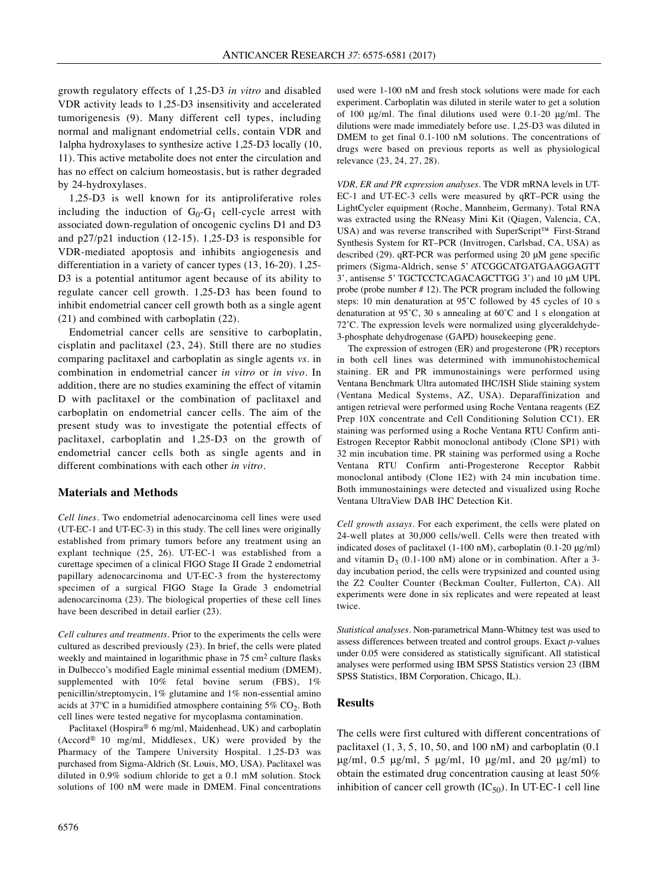growth regulatory effects of 1,25-D3 *in vitro* and disabled VDR activity leads to 1,25-D3 insensitivity and accelerated tumorigenesis (9). Many different cell types, including normal and malignant endometrial cells, contain VDR and 1alpha hydroxylases to synthesize active 1,25-D3 locally (10, 11). This active metabolite does not enter the circulation and has no effect on calcium homeostasis, but is rather degraded by 24-hydroxylases.

1,25-D3 is well known for its antiproliferative roles including the induction of $G_0$-$G_1$ cell-cycle arrest with associated down-regulation of oncogenic cyclins D1 and D3 and p27/p21 induction (12-15). 1,25-D3 is responsible for VDR-mediated apoptosis and inhibits angiogenesis and differentiation in a variety of cancer types (13, 16-20). 1,25-D3 is a potential antitumor agent because of its ability to regulate cancer cell growth. 1,25-D3 has been found to inhibit endometrial cancer cell growth both as a single agent (21) and combined with carboplatin (22).

Endometrial cancer cells are sensitive to carboplatin, cisplatin and paclitaxel (23, 24). Still there are no studies comparing paclitaxel and carboplatin as single agents *vs.* in combination in endometrial cancer *in vitro* or *in vivo*. In addition, there are no studies examining the effect of vitamin D with paclitaxel or the combination of paclitaxel and carboplatin on endometrial cancer cells. The aim of the present study was to investigate the potential effects of paclitaxel, carboplatin and 1,25-D3 on the growth of endometrial cancer cells both as single agents and in different combinations with each other *in vitro*.

## Materials and Methods

*Cell lines.* Two endometrial adenocarcinoma cell lines were used (UT-EC-1 and UT-EC-3) in this study. The cell lines were originally established from primary tumors before any treatment using an explant technique (25, 26). UT-EC-1 was established from a curettage specimen of a clinical FIGO Stage II Grade 2 endometrial papillary adenocarcinoma and UT-EC-3 from the hysterectomy specimen of a surgical FIGO Stage Ia Grade 3 endometrial adenocarcinoma (23). The biological properties of these cell lines have been described in detail earlier (23).

*Cell cultures and treatments.* Prior to the experiments the cells were cultured as described previously (23). In brief, the cells were plated weekly and maintained in logarithmic phase in 75 $cm^2$ culture flasks in Dulbecco's modified Eagle minimal essential medium (DMEM), supplemented with 10% fetal bovine serum (FBS), 1% penicillin/streptomycin, 1% glutamine and 1% non-essential amino acids at 37ºC in a humidified atmosphere containing 5% $CO_2$. Both cell lines were tested negative for mycoplasma contamination.

Paclitaxel (Hospira® 6 mg/ml, Maidenhead, UK) and carboplatin (Accord® 10 mg/ml, Middlesex, UK) were provided by the Pharmacy of the Tampere University Hospital. 1,25-D3 was purchased from Sigma-Aldrich (St. Louis, MO, USA). Paclitaxel was diluted in 0.9% sodium chloride to get a 0.1 mM solution. Stock solutions of 100 nM were made in DMEM. Final concentrations used were 1-100 nM and fresh stock solutions were made for each experiment. Carboplatin was diluted in sterile water to get a solution of 100 μg/ml. The final dilutions used were 0.1-20 μg/ml. The dilutions were made immediately before use. 1,25-D3 was diluted in DMEM to get final 0.1-100 nM solutions. The concentrations of drugs were based on previous reports as well as physiological relevance (23, 24, 27, 28).

*VDR, ER and PR expression analyses.* The VDR mRNA levels in UT-EC-1 and UT-EC-3 cells were measured by qRT–PCR using the LightCycler equipment (Roche, Mannheim, Germany). Total RNA was extracted using the RNeasy Mini Kit (Qiagen, Valencia, CA, USA) and was reverse transcribed with SuperScript™ First-Strand Synthesis System for RT–PCR (Invitrogen, Carlsbad, CA, USA) as described (29). qRT-PCR was performed using 20 μM gene specific primers (Sigma-Aldrich, sense 5' ATCGGCATGATGAAGGAGTT 3', antisense 5' TGCTCCTCAGACAGCTTGG 3') and 10 μM UPL probe (probe number # 12). The PCR program included the following steps: 10 min denaturation at 95˚C followed by 45 cycles of 10 s denaturation at 95˚C, 30 s annealing at 60˚C and 1 s elongation at 72˚C. The expression levels were normalized using glyceraldehyde-3-phosphate dehydrogenase (GAPD) housekeeping gene.

The expression of estrogen (ER) and progesterone (PR) receptors in both cell lines was determined with immunohistochemical staining. ER and PR immunostainings were performed using Ventana Benchmark Ultra automated IHC/ISH Slide staining system (Ventana Medical Systems, AZ, USA). Deparaffinization and antigen retrieval were performed using Roche Ventana reagents (EZ Prep 10X concentrate and Cell Conditioning Solution CC1). ER staining was performed using a Roche Ventana RTU Confirm anti-Estrogen Receptor Rabbit monoclonal antibody (Clone SP1) with 32 min incubation time. PR staining was performed using a Roche Ventana RTU Confirm anti-Progesterone Receptor Rabbit monoclonal antibody (Clone 1E2) with 24 min incubation time. Both immunostainings were detected and visualized using Roche Ventana UltraView DAB IHC Detection Kit.

*Cell growth assays.* For each experiment, the cells were plated on 24-well plates at 30,000 cells/well. Cells were then treated with indicated doses of paclitaxel (1-100 nM), carboplatin (0.1-20 μg/ml) and vitamin $D_3$ (0.1-100 nM) alone or in combination. After a 3-day incubation period, the cells were trypsinized and counted using the Z2 Coulter Counter (Beckman Coulter, Fullerton, CA). All experiments were done in six replicates and were repeated at least twice.

*Statistical analyses.* Non-parametrical Mann-Whitney test was used to assess differences between treated and control groups. Exact *p*-values under 0.05 were considered as statistically significant. All statistical analyses were performed using IBM SPSS Statistics version 23 (IBM SPSS Statistics, IBM Corporation, Chicago, IL).

## Results

The cells were first cultured with different concentrations of paclitaxel (1, 3, 5, 10, 50, and 100 nM) and carboplatin (0.1 μg/ml, 0.5 μg/ml, 5 μg/ml, 10 μg/ml, and 20 μg/ml) to obtain the estimated drug concentration causing at least 50% inhibition of cancer cell growth ($IC_{50}$). In UT-EC-1 cell line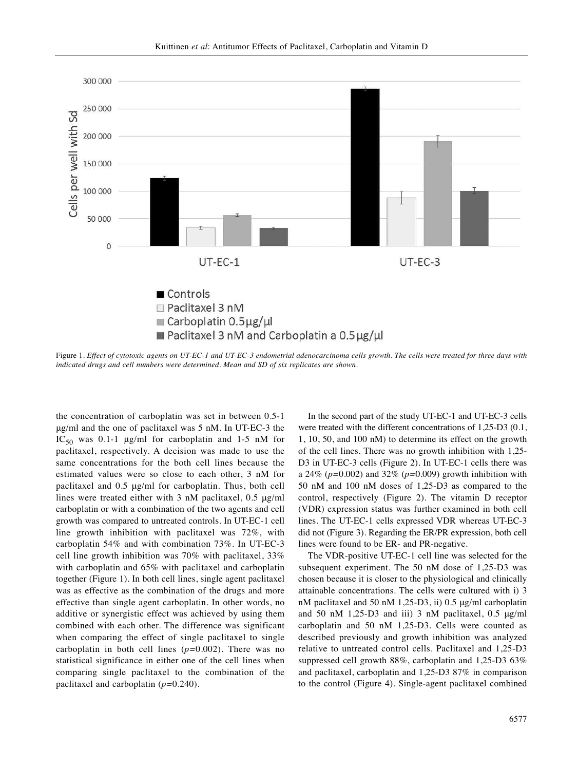Figure 1. *Effect of cytotoxic agents on UT-EC-1 and UT-EC-3 endometrial adenocarcinoma cells growth. The cells were treated for three days with indicated drugs and cell numbers were determined. Mean and SD of six replicates are shown.*

the concentration of carboplatin was set in between 0.5-1 µg/ml and the one of paclitaxel was 5 nM. In UT-EC-3 the $IC_{50}$ was 0.1-1 µg/ml for carboplatin and 1-5 nM for paclitaxel, respectively. A decision was made to use the same concentrations for the both cell lines because the estimated values were so close to each other, 3 nM for paclitaxel and 0.5 µg/ml for carboplatin. Thus, both cell lines were treated either with 3 nM paclitaxel, 0.5 µg/ml carboplatin or with a combination of the two agents and cell growth was compared to untreated controls. In UT-EC-1 cell line growth inhibition with paclitaxel was 72%, with carboplatin 54% and with combination 73%. In UT-EC-3 cell line growth inhibition was 70% with paclitaxel, 33% with carboplatin and 65% with paclitaxel and carboplatin together (Figure 1). In both cell lines, single agent paclitaxel was as effective as the combination of the drugs and more effective than single agent carboplatin. In other words, no additive or synergistic effect was achieved by using them combined with each other. The difference was significant when comparing the effect of single paclitaxel to single carboplatin in both cell lines ($p$=0.002). There was no statistical significance in either one of the cell lines when comparing single paclitaxel to the combination of the paclitaxel and carboplatin ($p$=0.240).

In the second part of the study UT-EC-1 and UT-EC-3 cells were treated with the different concentrations of 1,25-D3 (0.1, 1, 10, 50, and 100 nM) to determine its effect on the growth of the cell lines. There was no growth inhibition with 1,25-D3 in UT-EC-3 cells (Figure 2). In UT-EC-1 cells there was a 24% ($p$=0.002) and 32% ($p$=0.009) growth inhibition with 50 nM and 100 nM doses of 1,25-D3 as compared to the control, respectively (Figure 2). The vitamin D receptor (VDR) expression status was further examined in both cell lines. The UT-EC-1 cells expressed VDR whereas UT-EC-3 did not (Figure 3). Regarding the ER/PR expression, both cell lines were found to be ER- and PR-negative.

The VDR-positive UT-EC-1 cell line was selected for the subsequent experiment. The 50 nM dose of 1,25-D3 was chosen because it is closer to the physiological and clinically attainable concentrations. The cells were cultured with i) 3 nM paclitaxel and 50 nM 1,25-D3, ii) 0.5 µg/ml carboplatin and 50 nM 1,25-D3 and iii) 3 nM paclitaxel, 0.5 µg/ml carboplatin and 50 nM 1,25-D3. Cells were counted as described previously and growth inhibition was analyzed relative to untreated control cells. Paclitaxel and 1,25-D3 suppressed cell growth 88%, carboplatin and 1,25-D3 63% and paclitaxel, carboplatin and 1,25-D3 87% in comparison to the control (Figure 4). Single-agent paclitaxel combined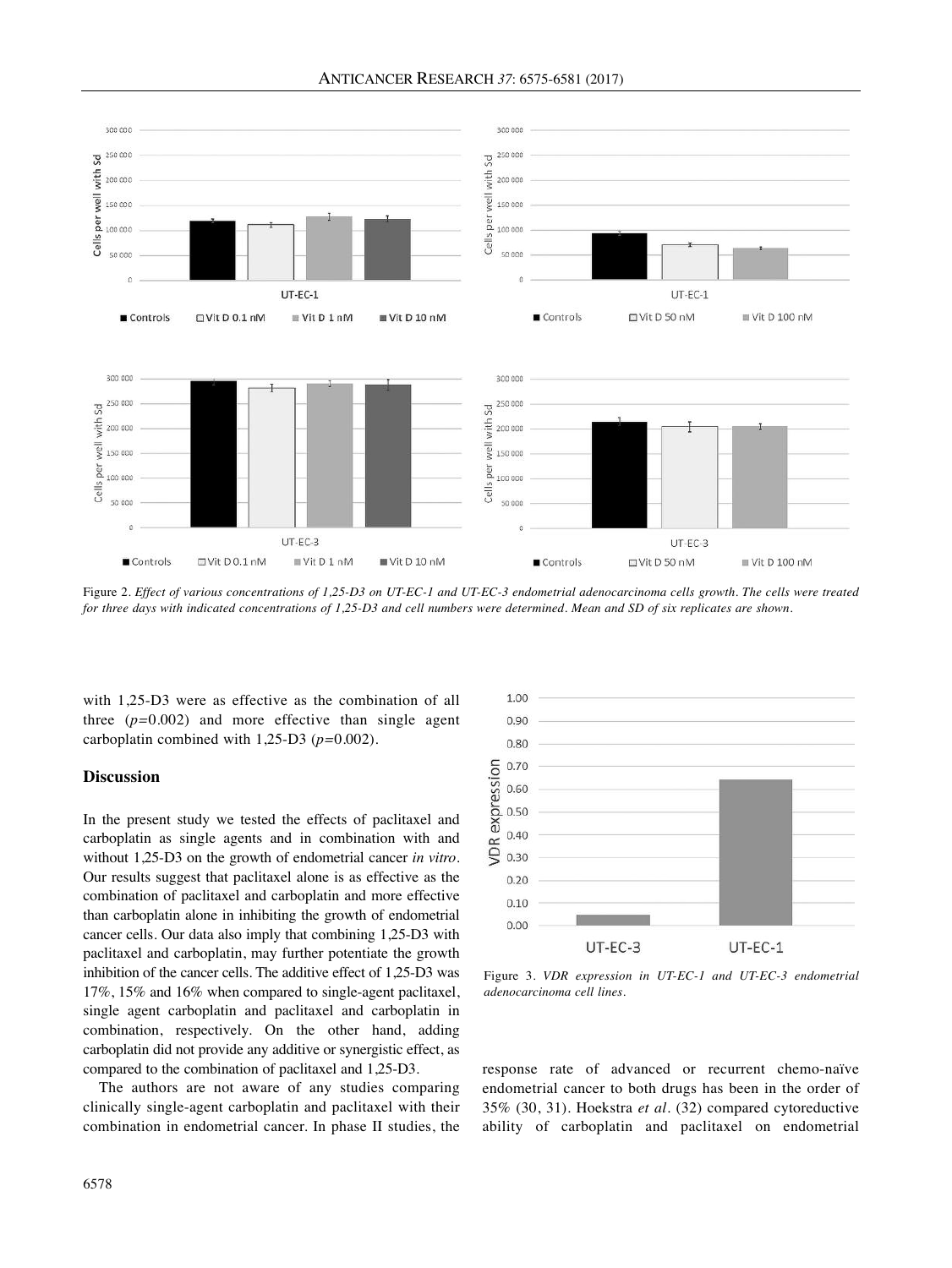300 000
250 000
200 000
150 000
100 000
50 000
0
Cells per well with Sd
UT-EC-1
■ Controls □ Vit D 0.1 nM ■ Vit D 1 nM ■ Vit D 10 nM

300 000
250 000
200 000
150 000
100 000
50 000
0
Cells per well with Sd
UT-EC-1
■ Controls □ Vit D 50 nM ■ Vit D 100 nM

300 000
250 000
200 000
150 000
100 000
50 000
0
Cells per well with Sd
UT-EC-3
■ Controls □ Vit D 0.1 nM ■ Vit D 1 nM ■ Vit D 10 nM

300 000
250 000
200 000
150 000
100 000
50 000
0
Cells per well with Sd
UT-EC-3
■ Controls □ Vit D 50 nM ■ Vit D 100 nM

Figure 2. *Effect of various concentrations of 1,25-D3 on UT-EC-1 and UT-EC-3 endometrial adenocarcinoma cells growth. The cells were treated for three days with indicated concentrations of 1,25-D3 and cell numbers were determined. Mean and SD of six replicates are shown.*

with 1,25-D3 were as effective as the combination of all three ($p=0.002$) and more effective than single agent carboplatin combined with 1,25-D3 ($p=0.002$).

## Discussion

In the present study we tested the effects of paclitaxel and carboplatin as single agents and in combination with and without 1,25-D3 on the growth of endometrial cancer *in vitro*. Our results suggest that paclitaxel alone is as effective as the combination of paclitaxel and carboplatin and more effective than carboplatin alone in inhibiting the growth of endometrial cancer cells. Our data also imply that combining 1,25-D3 with paclitaxel and carboplatin, may further potentiate the growth inhibition of the cancer cells. The additive effect of 1,25-D3 was 17%, 15% and 16% when compared to single-agent paclitaxel, single agent carboplatin and paclitaxel and carboplatin in combination, respectively. On the other hand, adding carboplatin did not provide any additive or synergistic effect, as compared to the combination of paclitaxel and 1,25-D3.

The authors are not aware of any studies comparing clinically single-agent carboplatin and paclitaxel with their combination in endometrial cancer. In phase II studies, the response rate of advanced or recurrent chemo-naïve endometrial cancer to both drugs has been in the order of 35% (30, 31). Hoekstra *et al*. (32) compared cytoreductive ability of carboplatin and paclitaxel on endometrial

1.00
0.90
0.80
0.70
0.60
0.50
0.40
0.30
0.20
0.10
0.00
VDR expression
UT-EC-3
UT-EC-1

Figure 3. *VDR expression in UT-EC-1 and UT-EC-3 endometrial adenocarcinoma cell lines.*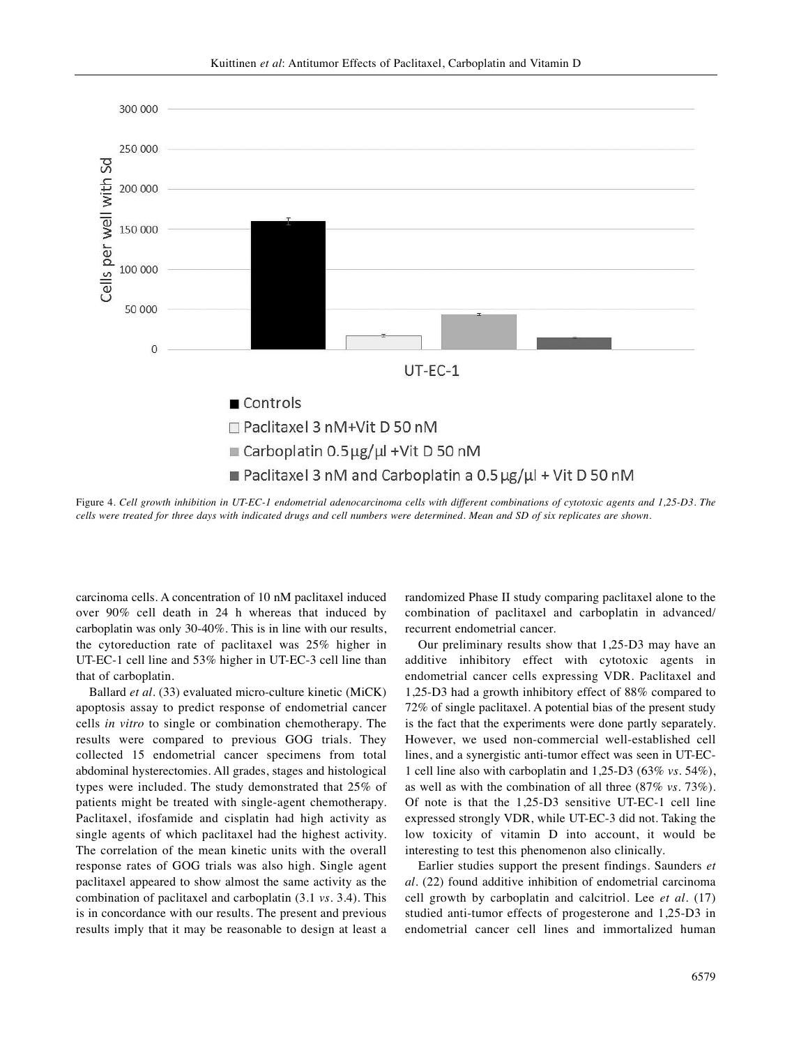300 000

250 000

200 000

150 000

100 000

50 000

0

Cells per well with Sd

UT-EC-1

■ Controls

□ Paclitaxel 3 nM+Vit D 50 nM

■ Carboplatin 0.5 µg/µl +Vit D 50 nM

■ Paclitaxel 3 nM and Carboplatin a 0.5 µg/µl + Vit D 50 nM

Figure 4. *Cell growth inhibition in UT-EC-1 endometrial adenocarcinoma cells with different combinations of cytotoxic agents and 1,25-D3. The cells were treated for three days with indicated drugs and cell numbers were determined. Mean and SD of six replicates are shown.*

carcinoma cells. A concentration of 10 nM paclitaxel induced over 90% cell death in 24 h whereas that induced by carboplatin was only 30-40%. This is in line with our results, the cytoreduction rate of paclitaxel was 25% higher in UT-EC-1 cell line and 53% higher in UT-EC-3 cell line than that of carboplatin.

Ballard *et al*. (33) evaluated micro-culture kinetic (MiCK) apoptosis assay to predict response of endometrial cancer cells *in vitro* to single or combination chemotherapy. The results were compared to previous GOG trials. They collected 15 endometrial cancer specimens from total abdominal hysterectomies. All grades, stages and histological types were included. The study demonstrated that 25% of patients might be treated with single-agent chemotherapy. Paclitaxel, ifosfamide and cisplatin had high activity as single agents of which paclitaxel had the highest activity. The correlation of the mean kinetic units with the overall response rates of GOG trials was also high. Single agent paclitaxel appeared to show almost the same activity as the combination of paclitaxel and carboplatin (3.1 *vs*. 3.4). This is in concordance with our results. The present and previous results imply that it may be reasonable to design at least a randomized Phase II study comparing paclitaxel alone to the combination of paclitaxel and carboplatin in advanced/recurrent endometrial cancer.

Our preliminary results show that 1,25-D3 may have an additive inhibitory effect with cytotoxic agents in endometrial cancer cells expressing VDR. Paclitaxel and 1,25-D3 had a growth inhibitory effect of 88% compared to 72% of single paclitaxel. A potential bias of the present study is the fact that the experiments were done partly separately. However, we used non-commercial well-established cell lines, and a synergistic anti-tumor effect was seen in UT-EC-1 cell line also with carboplatin and 1,25-D3 (63% *vs*. 54%), as well as with the combination of all three (87% *vs*. 73%). Of note is that the 1,25-D3 sensitive UT-EC-1 cell line expressed strongly VDR, while UT-EC-3 did not. Taking the low toxicity of vitamin D into account, it would be interesting to test this phenomenon also clinically.

Earlier studies support the present findings. Saunders *et al*. (22) found additive inhibition of endometrial carcinoma cell growth by carboplatin and calcitriol. Lee *et al*. (17) studied anti-tumor effects of progesterone and 1,25-D3 in endometrial cancer cell lines and immortalized human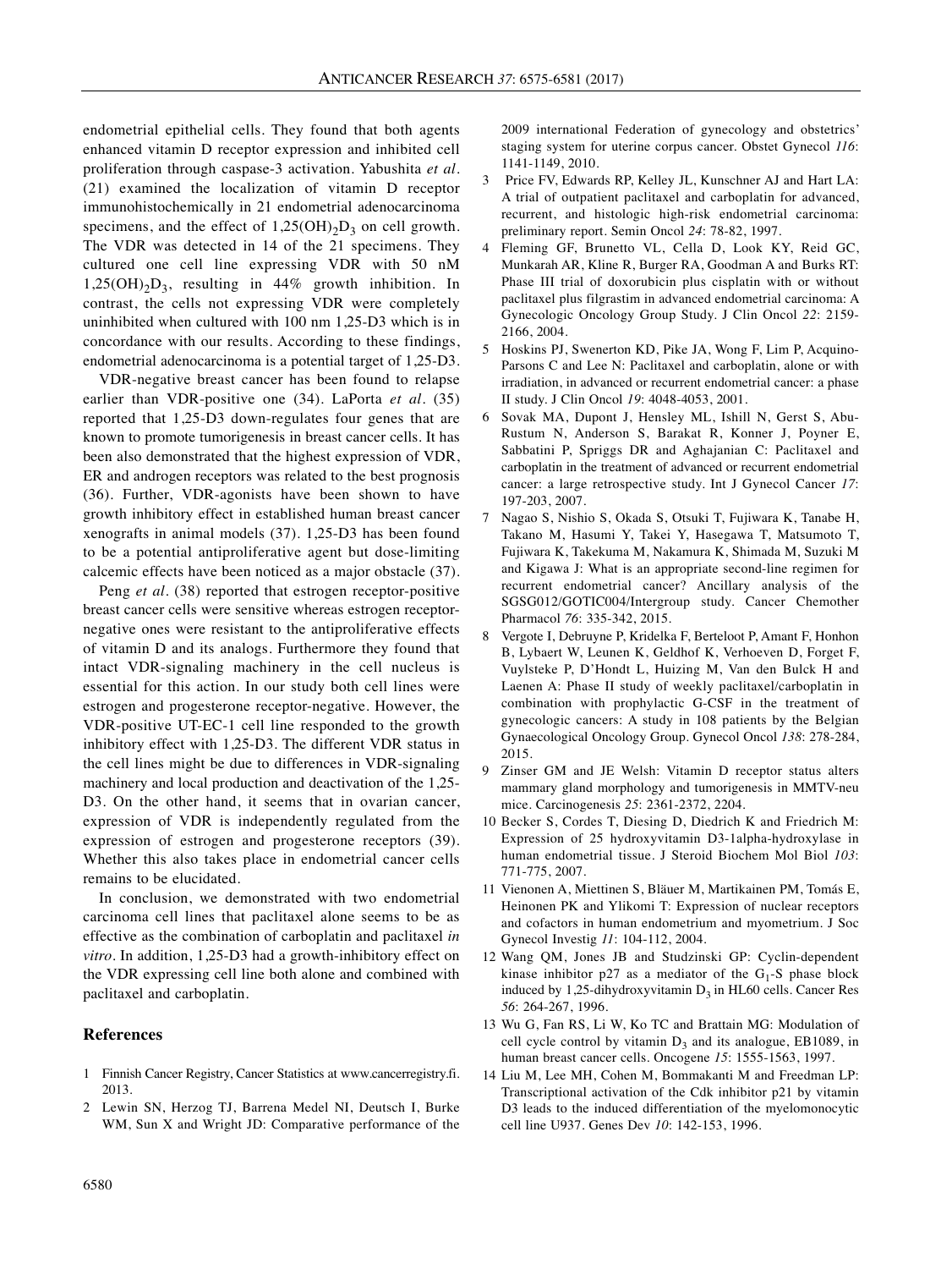endometrial epithelial cells. They found that both agents enhanced vitamin D receptor expression and inhibited cell proliferation through caspase-3 activation. Yabushita *et al*. (21) examined the localization of vitamin D receptor immunohistochemically in 21 endometrial adenocarcinoma specimens, and the effect of $1,25(OH)_2D_3$ on cell growth. The VDR was detected in 14 of the 21 specimens. They cultured one cell line expressing VDR with 50 nM $1,25(OH)_2D_3$, resulting in 44% growth inhibition. In contrast, the cells not expressing VDR were completely uninhibited when cultured with 100 nm 1,25-D3 which is in concordance with our results. According to these findings, endometrial adenocarcinoma is a potential target of 1,25-D3.

VDR-negative breast cancer has been found to relapse earlier than VDR-positive one (34). LaPorta *et al*. (35) reported that 1,25-D3 down-regulates four genes that are known to promote tumorigenesis in breast cancer cells. It has been also demonstrated that the highest expression of VDR, ER and androgen receptors was related to the best prognosis (36). Further, VDR-agonists have been shown to have growth inhibitory effect in established human breast cancer xenografts in animal models (37). 1,25-D3 has been found to be a potential antiproliferative agent but dose-limiting calcemic effects have been noticed as a major obstacle (37).

Peng *et al*. (38) reported that estrogen receptor-positive breast cancer cells were sensitive whereas estrogen receptor-negative ones were resistant to the antiproliferative effects of vitamin D and its analogs. Furthermore they found that intact VDR-signaling machinery in the cell nucleus is essential for this action. In our study both cell lines were estrogen and progesterone receptor-negative. However, the VDR-positive UT-EC-1 cell line responded to the growth inhibitory effect with 1,25-D3. The different VDR status in the cell lines might be due to differences in VDR-signaling machinery and local production and deactivation of the 1,25-D3. On the other hand, it seems that in ovarian cancer, expression of VDR is independently regulated from the expression of estrogen and progesterone receptors (39). Whether this also takes place in endometrial cancer cells remains to be elucidated.

In conclusion, we demonstrated with two endometrial carcinoma cell lines that paclitaxel alone seems to be as effective as the combination of carboplatin and paclitaxel *in vitro*. In addition, 1,25-D3 had a growth-inhibitory effect on the VDR expressing cell line both alone and combined with paclitaxel and carboplatin.

## References

1. Finnish Cancer Registry, Cancer Statistics at www.cancerregistry.fi. 2013.
2. Lewin SN, Herzog TJ, Barrena Medel NI, Deutsch I, Burke WM, Sun X and Wright JD: Comparative performance of the 2009 international Federation of gynecology and obstetrics' staging system for uterine corpus cancer. Obstet Gynecol *116*: 1141-1149, 2010.
3. Price FV, Edwards RP, Kelley JL, Kunschner AJ and Hart LA: A trial of outpatient paclitaxel and carboplatin for advanced, recurrent, and histologic high-risk endometrial carcinoma: preliminary report. Semin Oncol *24*: 78-82, 1997.
4. Fleming GF, Brunetto VL, Cella D, Look KY, Reid GC, Munkarah AR, Kline R, Burger RA, Goodman A and Burks RT: Phase III trial of doxorubicin plus cisplatin with or without paclitaxel plus filgrastim in advanced endometrial carcinoma: A Gynecologic Oncology Group Study. J Clin Oncol *22*: 2159-2166, 2004.
5. Hoskins PJ, Swenerton KD, Pike JA, Wong F, Lim P, Acquino-Parsons C and Lee N: Paclitaxel and carboplatin, alone or with irradiation, in advanced or recurrent endometrial cancer: a phase II study. J Clin Oncol *19*: 4048-4053, 2001.
6. Sovak MA, Dupont J, Hensley ML, Ishill N, Gerst S, Abu-Rustum N, Anderson S, Barakat R, Konner J, Poyner E, Sabbatini P, Spriggs DR and Aghajanian C: Paclitaxel and carboplatin in the treatment of advanced or recurrent endometrial cancer: a large retrospective study. Int J Gynecol Cancer *17*: 197-203, 2007.
7. Nagao S, Nishio S, Okada S, Otsuki T, Fujiwara K, Tanabe H, Takano M, Hasumi Y, Takei Y, Hasegawa T, Matsumoto T, Fujiwara K, Takekuma M, Nakamura K, Shimada M, Suzuki M and Kigawa J: What is an appropriate second-line regimen for recurrent endometrial cancer? Ancillary analysis of the SGSG012/GOTIC004/Intergroup study. Cancer Chemother Pharmacol *76*: 335-342, 2015.
8. Vergote I, Debruyne P, Kridelka F, Berteloot P, Amant F, Honhon B, Lybaert W, Leunen K, Geldhof K, Verhoeven D, Forget F, Vuylsteke P, D'Hondt L, Huizing M, Van den Bulck H and Laenen A: Phase II study of weekly paclitaxel/carboplatin in combination with prophylactic G-CSF in the treatment of gynecologic cancers: A study in 108 patients by the Belgian Gynaecological Oncology Group. Gynecol Oncol *138*: 278-284, 2015.
9. Zinser GM and JE Welsh: Vitamin D receptor status alters mammary gland morphology and tumorigenesis in MMTV-neu mice. Carcinogenesis *25*: 2361-2372, 2204.
10. Becker S, Cordes T, Diesing D, Diedrich K and Friedrich M: Expression of 25 hydroxyvitamin D3-1alpha-hydroxylase in human endometrial tissue. J Steroid Biochem Mol Biol *103*: 771-775, 2007.
11. Vienonen A, Miettinen S, Bläuer M, Martikainen PM, Tomás E, Heinonen PK and Ylikomi T: Expression of nuclear receptors and cofactors in human endometrium and myometrium. J Soc Gynecol Investig *11*: 104-112, 2004.
12. Wang QM, Jones JB and Studzinski GP: Cyclin-dependent kinase inhibitor p27 as a mediator of the $G_1$-S phase block induced by 1,25-dihydroxyvitamin $D_3$ in HL60 cells. Cancer Res *56*: 264-267, 1996.
13. Wu G, Fan RS, Li W, Ko TC and Brattain MG: Modulation of cell cycle control by vitamin $D_3$ and its analogue, EB1089, in human breast cancer cells. Oncogene *15*: 1555-1563, 1997.
14. Liu M, Lee MH, Cohen M, Bommakanti M and Freedman LP: Transcriptional activation of the Cdk inhibitor p21 by vitamin D3 leads to the induced differentiation of the myelomonocytic cell line U937. Genes Dev *10*: 142-153, 1996.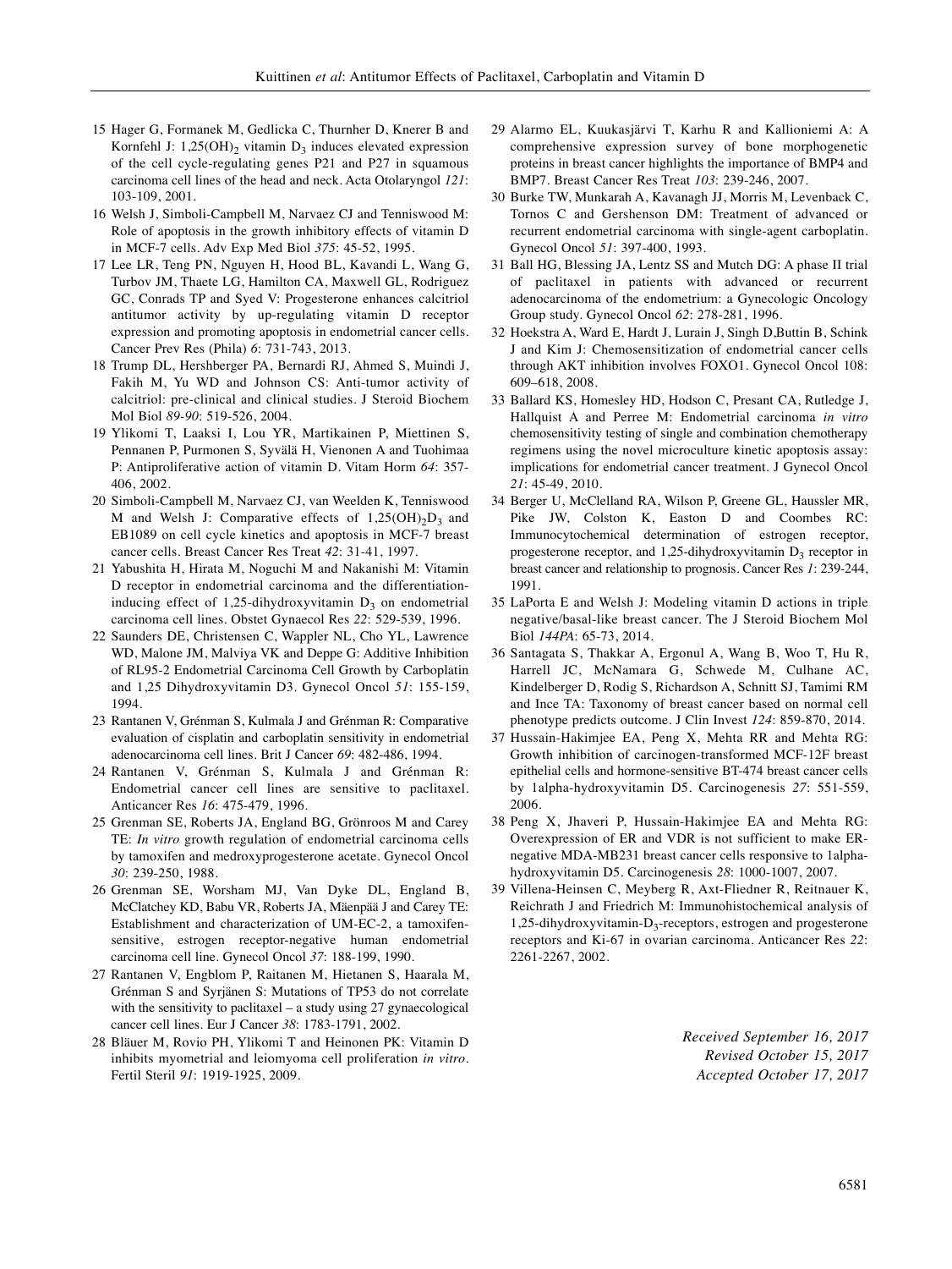15 Hager G, Formanek M, Gedlicka C, Thurnher D, Knerer B and Kornfehl J: 1,25(OH)$_2$ vitamin D$_3$ induces elevated expression of the cell cycle-regulating genes P21 and P27 in squamous carcinoma cell lines of the head and neck. Acta Otolaryngol *121*: 103-109, 2001.

16 Welsh J, Simboli-Campbell M, Narvaez CJ and Tenniswood M: Role of apoptosis in the growth inhibitory effects of vitamin D in MCF-7 cells. Adv Exp Med Biol *375*: 45-52, 1995.

17 Lee LR, Teng PN, Nguyen H, Hood BL, Kavandi L, Wang G, Turbov JM, Thaete LG, Hamilton CA, Maxwell GL, Rodriguez GC, Conrads TP and Syed V: Progesterone enhances calcitriol antitumor activity by up-regulating vitamin D receptor expression and promoting apoptosis in endometrial cancer cells. Cancer Prev Res (Phila) *6*: 731-743, 2013.

18 Trump DL, Hershberger PA, Bernardi RJ, Ahmed S, Muindi J, Fakih M, Yu WD and Johnson CS: Anti-tumor activity of calcitriol: pre-clinical and clinical studies. J Steroid Biochem Mol Biol *89-90*: 519-526, 2004.

19 Ylikomi T, Laaksi I, Lou YR, Martikainen P, Miettinen S, Pennanen P, Purmonen S, Syvälä H, Vienonen A and Tuohimaa P: Antiproliferative action of vitamin D. Vitam Horm *64*: 357-406, 2002.

20 Simboli-Campbell M, Narvaez CJ, van Weelden K, Tenniswood M and Welsh J: Comparative effects of 1,25(OH)$_2$D$_3$ and EB1089 on cell cycle kinetics and apoptosis in MCF-7 breast cancer cells. Breast Cancer Res Treat *42*: 31-41, 1997.

21 Yabushita H, Hirata M, Noguchi M and Nakanishi M: Vitamin D receptor in endometrial carcinoma and the differentiation-inducing effect of 1,25-dihydroxyvitamin D$_3$ on endometrial carcinoma cell lines. Obstet Gynaecol Res *22*: 529-539, 1996.

22 Saunders DE, Christensen C, Wappler NL, Cho YL, Lawrence WD, Malone JM, Malviya VK and Deppe G: Additive Inhibition of RL95-2 Endometrial Carcinoma Cell Growth by Carboplatin and 1,25 Dihydroxyvitamin D3. Gynecol Oncol *51*: 155-159, 1994.

23 Rantanen V, Grénman S, Kulmala J and Grénman R: Comparative evaluation of cisplatin and carboplatin sensitivity in endometrial adenocarcinoma cell lines. Brit J Cancer *69*: 482-486, 1994.

24 Rantanen V, Grénman S, Kulmala J and Grénman R: Endometrial cancer cell lines are sensitive to paclitaxel. Anticancer Res *16*: 475-479, 1996.

25 Grenman SE, Roberts JA, England BG, Grönroos M and Carey TE: *In vitro* growth regulation of endometrial carcinoma cells by tamoxifen and medroxyprogesterone acetate. Gynecol Oncol *30*: 239-250, 1988.

26 Grenman SE, Worsham MJ, Van Dyke DL, England B, McClatchey KD, Babu VR, Roberts JA, Mäenpää J and Carey TE: Establishment and characterization of UM-EC-2, a tamoxifen-sensitive, estrogen receptor-negative human endometrial carcinoma cell line. Gynecol Oncol *37*: 188-199, 1990.

27 Rantanen V, Engblom P, Raitanen M, Hietanen S, Haarala M, Grénman S and Syrjänen S: Mutations of TP53 do not correlate with the sensitivity to paclitaxel – a study using 27 gynaecological cancer cell lines. Eur J Cancer *38*: 1783-1791, 2002.

28 Bläuer M, Rovio PH, Ylikomi T and Heinonen PK: Vitamin D inhibits myometrial and leiomyoma cell proliferation *in vitro*. Fertil Steril *91*: 1919-1925, 2009.

29 Alarmo EL, Kuukasjärvi T, Karhu R and Kallioniemi A: A comprehensive expression survey of bone morphogenetic proteins in breast cancer highlights the importance of BMP4 and BMP7. Breast Cancer Res Treat *103*: 239-246, 2007.

30 Burke TW, Munkarah A, Kavanagh JJ, Morris M, Levenback C, Tornos C and Gershenson DM: Treatment of advanced or recurrent endometrial carcinoma with single-agent carboplatin. Gynecol Oncol *51*: 397-400, 1993.

31 Ball HG, Blessing JA, Lentz SS and Mutch DG: A phase II trial of paclitaxel in patients with advanced or recurrent adenocarcinoma of the endometrium: a Gynecologic Oncology Group study. Gynecol Oncol *62*: 278-281, 1996.

32 Hoekstra A, Ward E, Hardt J, Lurain J, Singh D,Buttin B, Schink J and Kim J: Chemosensitization of endometrial cancer cells through AKT inhibition involves FOXO1. Gynecol Oncol 108: 609–618, 2008.

33 Ballard KS, Homesley HD, Hodson C, Presant CA, Rutledge J, Hallquist A and Perree M: Endometrial carcinoma *in vitro* chemosensitivity testing of single and combination chemotherapy regimens using the novel microculture kinetic apoptosis assay: implications for endometrial cancer treatment. J Gynecol Oncol *21*: 45-49, 2010.

34 Berger U, McClelland RA, Wilson P, Greene GL, Haussler MR, Pike JW, Colston K, Easton D and Coombes RC: Immunocytochemical determination of estrogen receptor, progesterone receptor, and 1,25-dihydroxyvitamin D$_3$ receptor in breast cancer and relationship to prognosis. Cancer Res *1*: 239-244, 1991.

35 LaPorta E and Welsh J: Modeling vitamin D actions in triple negative/basal-like breast cancer. The J Steroid Biochem Mol Biol *144PA*: 65-73, 2014.

36 Santagata S, Thakkar A, Ergonul A, Wang B, Woo T, Hu R, Harrell JC, McNamara G, Schwede M, Culhane AC, Kindelberger D, Rodig S, Richardson A, Schnitt SJ, Tamimi RM and Ince TA: Taxonomy of breast cancer based on normal cell phenotype predicts outcome. J Clin Invest *124*: 859-870, 2014.

37 Hussain-Hakimjee EA, Peng X, Mehta RR and Mehta RG: Growth inhibition of carcinogen-transformed MCF-12F breast epithelial cells and hormone-sensitive BT-474 breast cancer cells by 1alpha-hydroxyvitamin D5. Carcinogenesis *27*: 551-559, 2006.

38 Peng X, Jhaveri P, Hussain-Hakimjee EA and Mehta RG: Overexpression of ER and VDR is not sufficient to make ER-negative MDA-MB231 breast cancer cells responsive to 1alpha-hydroxyvitamin D5. Carcinogenesis *28*: 1000-1007, 2007.

39 Villena-Heinsen C, Meyberg R, Axt-Fliedner R, Reitnauer K, Reichrath J and Friedrich M: Immunohistochemical analysis of 1,25-dihydroxyvitamin-D$_3$-receptors, estrogen and progesterone receptors and Ki-67 in ovarian carcinoma. Anticancer Res *22*: 2261-2267, 2002.

*Received September 16, 2017*
*Revised October 15, 2017*
*Accepted October 17, 2017*